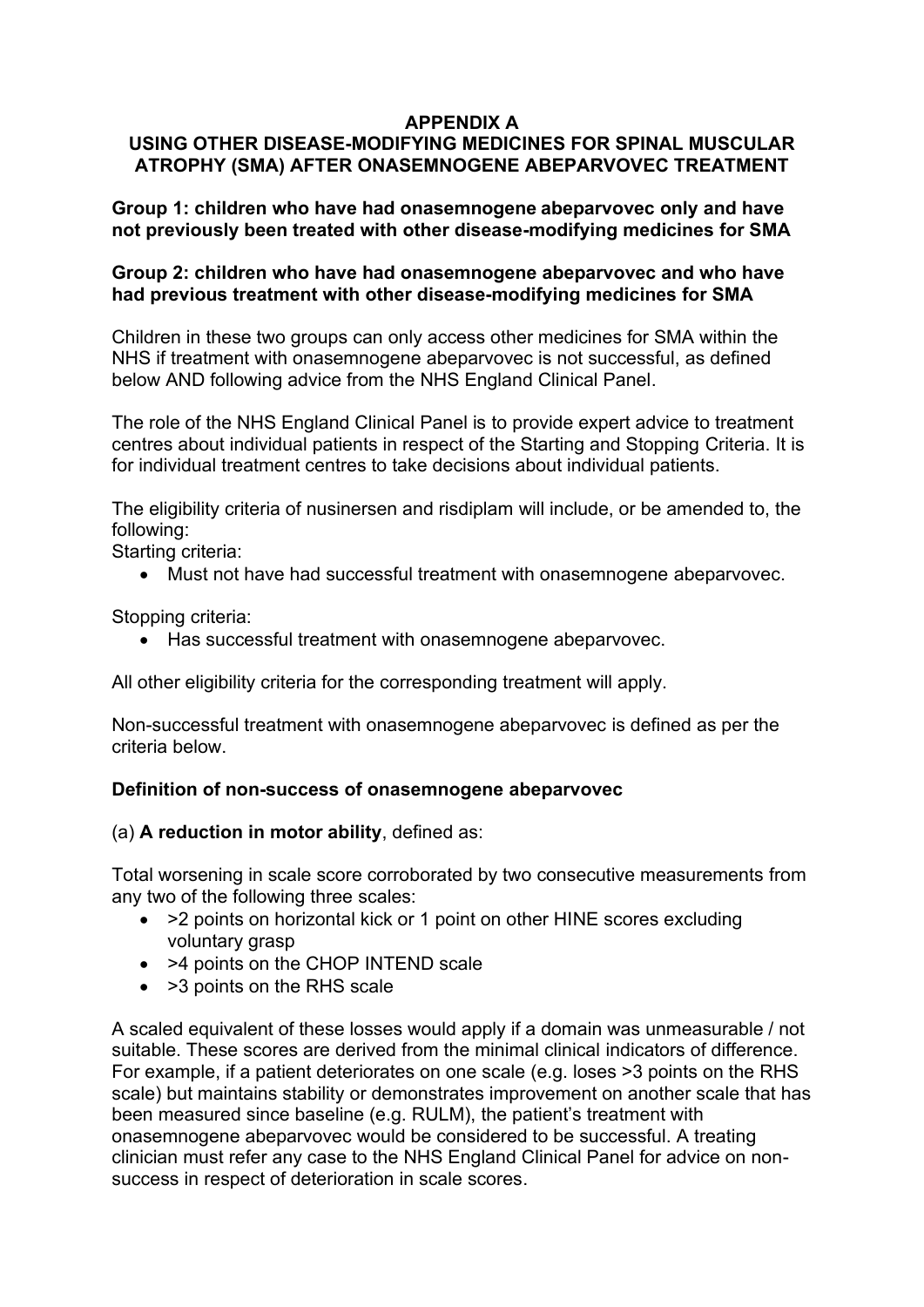# APPENDIX A

## USING OTHER DISEASE-MODIFYING MEDICINES FOR SPINAL MUSCULAR ATROPHY (SMA) AFTER ONASEMNOGENE ABEPARVOVEC TREATMENT

**Group 1: children who have had onasemnogene abeparvovec only and have not previously been treated with other disease-modifying medicines for SMA**

**Group 2: children who have had onasemnogene abeparvovec and who have had previous treatment with other disease-modifying medicines for SMA**

Children in these two groups can only access other medicines for SMA within the NHS if treatment with onasemnogene abeparvovec is not successful, as defined below AND following advice from the NHS England Clinical Panel.

The role of the NHS England Clinical Panel is to provide expert advice to treatment centres about individual patients in respect of the Starting and Stopping Criteria. It is for individual treatment centres to take decisions about individual patients.

The eligibility criteria of nusinersen and risdiplam will include, or be amended to, the following:

Starting criteria:

- Must not have had successful treatment with onasemnogene abeparvovec.

Stopping criteria:

- Has successful treatment with onasemnogene abeparvovec.

All other eligibility criteria for the corresponding treatment will apply.

Non-successful treatment with onasemnogene abeparvovec is defined as per the criteria below.

### Definition of non-success of onasemnogene abeparvovec

(a) **A reduction in motor ability**, defined as:

Total worsening in scale score corroborated by two consecutive measurements from any two of the following three scales:

- >2 points on horizontal kick or 1 point on other HINE scores excluding voluntary grasp
- >4 points on the CHOP INTEND scale
- >3 points on the RHS scale

A scaled equivalent of these losses would apply if a domain was unmeasurable / not suitable. These scores are derived from the minimal clinical indicators of difference. For example, if a patient deteriorates on one scale (e.g. loses >3 points on the RHS scale) but maintains stability or demonstrates improvement on another scale that has been measured since baseline (e.g. RULM), the patient's treatment with onasemnogene abeparvovec would be considered to be successful. A treating clinician must refer any case to the NHS England Clinical Panel for advice on non-success in respect of deterioration in scale scores.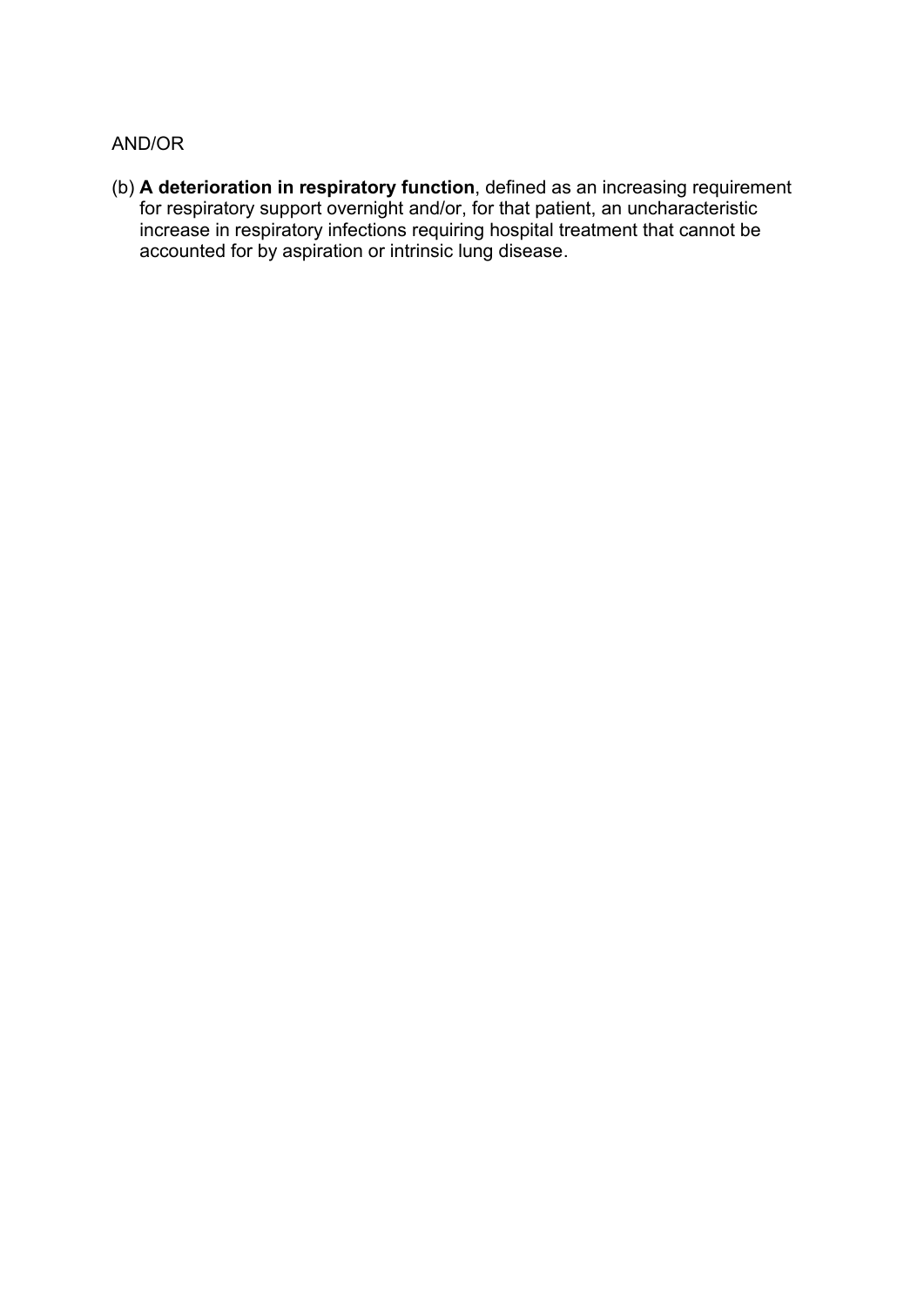AND/OR

(b) **A deterioration in respiratory function**, defined as an increasing requirement for respiratory support overnight and/or, for that patient, an uncharacteristic increase in respiratory infections requiring hospital treatment that cannot be accounted for by aspiration or intrinsic lung disease.